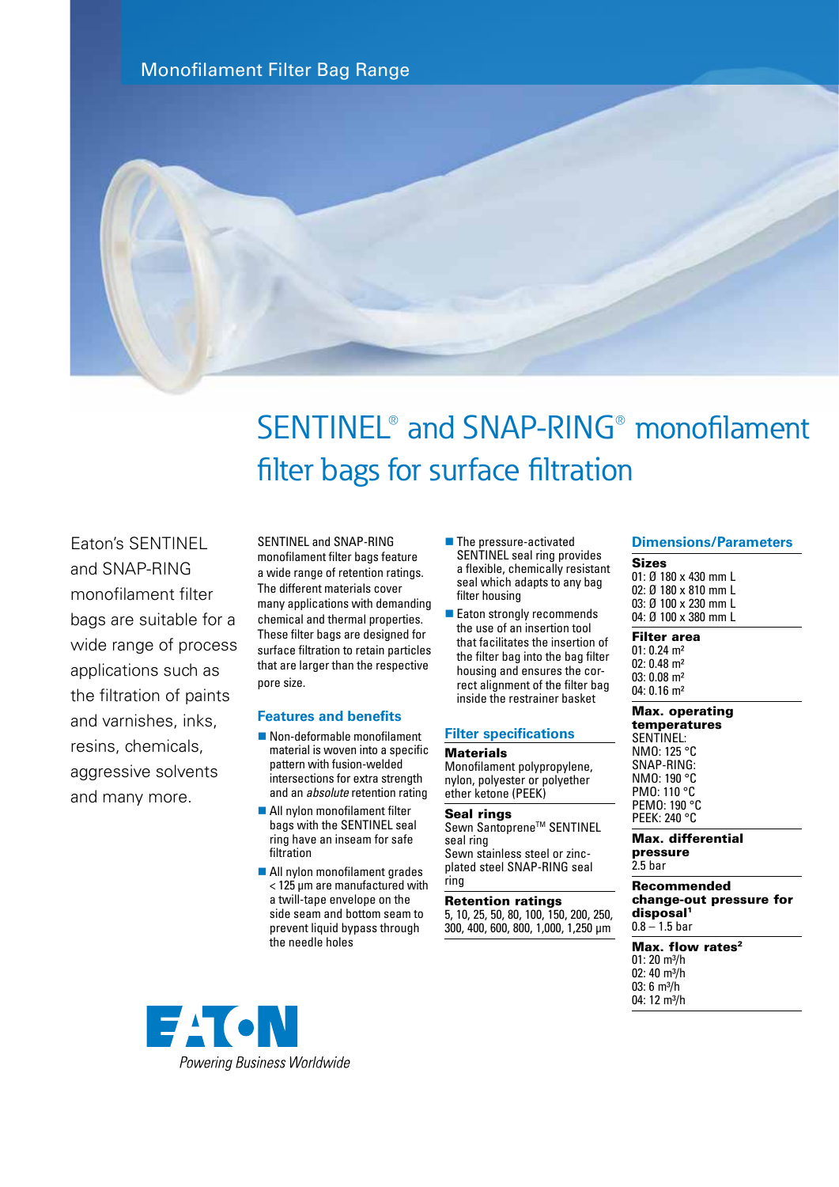Monofilament Filter Bag Range

# SENTINEL® and SNAP-RING® monofilament filter bags for surface filtration

Eaton's SENTINEL and SNAP-RING monofilament filter bags are suitable for a wide range of process applications such as the filtration of paints and varnishes, inks, resins, chemicals, aggressive solvents and many more.

SENTINEL and SNAP-RING monofilament filter bags feature a wide range of retention ratings. The different materials cover many applications with demanding chemical and thermal properties. These filter bags are designed for surface filtration to retain particles that are larger than the respective pore size.

## Features and benefits

- Non-deformable monofilament material is woven into a specific pattern with fusion-welded intersections for extra strength and an *absolute* retention rating
- All nylon monofilament filter bags with the SENTINEL seal ring have an inseam for safe filtration
- All nylon monofilament grades < 125 µm are manufactured with a twill-tape envelope on the side seam and bottom seam to prevent liquid bypass through the needle holes
- The pressure-activated SENTINEL seal ring provides a flexible, chemically resistant seal which adapts to any bag filter housing
- Eaton strongly recommends the use of an insertion tool that facilitates the insertion of the filter bag into the bag filter housing and ensures the correct alignment of the filter bag inside the restrainer basket

## Filter specifications

**Materials**
Monofilament polypropylene, nylon, polyester or polyether ether ketone (PEEK)

**Seal rings**
Sewn Santoprene™ SENTINEL seal ring
Sewn stainless steel or zinc-plated steel SNAP-RING seal ring

**Retention ratings**
5, 10, 25, 50, 80, 100, 150, 200, 250, 300, 400, 600, 800, 1,000, 1,250 µm

## Dimensions/Parameters

**Sizes**
01: Ø 180 x 430 mm L
02: Ø 180 x 810 mm L
03: Ø 100 x 230 mm L
04: Ø 100 x 380 mm L

**Filter area**
01: 0.24 m²
02: 0.48 m²
03: 0.08 m²
04: 0.16 m²

**Max. operating temperatures**
SENTINEL:
NMO: 125 °C
SNAP-RING:
NMO: 190 °C
PMO: 110 °C
PEMO: 190 °C
PEEK: 240 °C

**Max. differential pressure**
2.5 bar

**Recommended change-out pressure for disposal[1]**
0.8 – 1.5 bar

**Max. flow rates[2]**
01: 20 m³/h
02: 40 m³/h
03: 6 m³/h
04: 12 m³/h

EATON
*Powering Business Worldwide*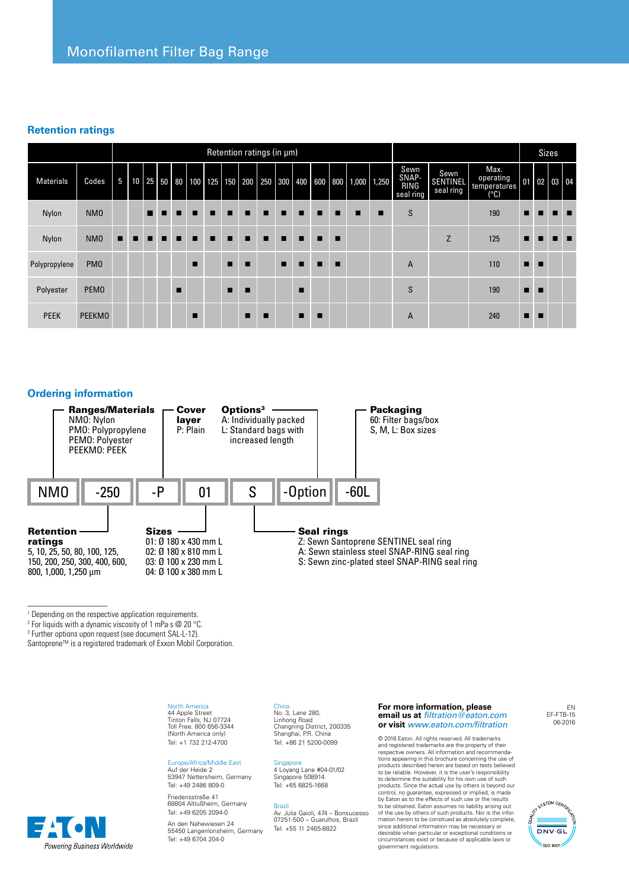## Monofilament Filter Bag Range

### Retention ratings

| | | Retention ratings (in µm) | | | | | | | | | | | | | | | | | | | Sizes | | | |
|---|---|---|---|---|---|---|---|---|---|---|---|---|---|---|---|---|---|---|---|---|---|---|---|---|
| Materials | Codes | 5 | 10 | 25 | 50 | 80 | 100 | 125 | 150 | 200 | 250 | 300 | 400 | 600 | 800 | 1,000 | 1,250 | Sewn SNAP-RING seal ring | Sewn SENTINEL seal ring | Max. operating temperatures (°C) | 01 | 02 | 03 | 04 |
| Nylon | NMO | | | ■ | ■ | ■ | ■ | ■ | ■ | ■ | ■ | ■ | ■ | ■ | ■ | ■ | ■ | S | | 190 | ■ | ■ | ■ | ■ |
| Nylon | NMO | ■ | ■ | ■ | ■ | ■ | ■ | ■ | ■ | ■ | ■ | ■ | ■ | ■ | ■ | | | | Z | 125 | ■ | ■ | ■ | ■ |
| Polypropylene | PMO | | | | | | ■ | | ■ | ■ | | ■ | ■ | ■ | ■ | | | A | | 110 | ■ | ■ | | |
| Polyester | PEMO | | | | | ■ | | | ■ | ■ | | | ■ | | | | | S | | 190 | ■ | ■ | | |
| PEEK | PEEKMO | | | | | | ■ | | | ■ | ■ | | ■ | ■ | | | | A | | 240 | ■ | ■ | | |

### Ordering information

| NMO | -250 | -P | 01 | S | -Option | -60L |
|---|---|---|---|---|---|---|

**Ranges/Materials**
NMO: Nylon
PMO: Polypropylene
PEMO: Polyester
PEEKMO: PEEK

**Retention ratings**
5, 10, 25, 50, 80, 100, 125, 150, 200, 250, 300, 400, 600, 800, 1,000, 1,250 µm

**Cover layer**
P: Plain

**Sizes**
01: Ø 180 x 430 mm L
02: Ø 180 x 810 mm L
03: Ø 100 x 230 mm L
04: Ø 100 x 380 mm L

**Seal rings**
Z: Sewn Santoprene SENTINEL seal ring
A: Sewn stainless steel SNAP-RING seal ring
S: Sewn zinc-plated steel SNAP-RING seal ring

**Options**[3]
A: Individually packed
L: Standard bags with increased length

**Packaging**
60: Filter bags/box
S, M, L: Box sizes

---

[1] Depending on the respective application requirements.
[2] For liquids with a dynamic viscosity of 1 mPa·s @ 20 °C.
[3] Further options upon request (see document SAL-L-12).
Santoprene™ is a registered trademark of Exxon Mobil Corporation.

North America
44 Apple Street
Tinton Falls, NJ 07724
Toll Free: 800 656-3344
(North America only)
Tel: +1 732 212-4700

Europe/Africa/Middle East
Auf der Heide 2
53947 Nettersheim, Germany
Tel: +49 2486 809-0

Friedensstraße 41
68804 Altlußheim, Germany
Tel: +49 6205 2094-0

An den Nahewiesen 24
55450 Langenlonsheim, Germany
Tel: +49 6704 204-0

China
No. 3, Lane 280,
Linhong Road
Changning District, 200335
Shanghai, P.R. China
Tel: +86 21 5200-0099

Singapore
4 Loyang Lane #04-01/02
Singapore 508914
Tel: +65 6825-1668

Brazil
Av. Julia Gaioli, 474 – Bonsucesso
07251-500 – Guarulhos, Brazil
Tel: +55 11 2465-8822

**For more information, please email us at** *filtration@eaton.com* **or visit** *www.eaton.com/filtration*

© 2016 Eaton. All rights reserved. All trademarks and registered trademarks are the property of their respective owners. All information and recommendations appearing in this brochure concerning the use of products described herein are based on tests believed to be reliable. However, it is the user's responsibility to determine the suitability for his own use of such products. Since the actual use by others is beyond our control, no guarantee, expressed or implied, is made by Eaton as to the effects of such use or the results to be obtained. Eaton assumes no liability arising out of the use by others of such products. Nor is the information herein to be construed as absolutely complete, since additional information may be necessary or desirable when particular or exceptional conditions or circumstances exist or because of applicable laws or government regulations.

EN
EF-FTB-15
06-2016

EATON
*Powering Business Worldwide*